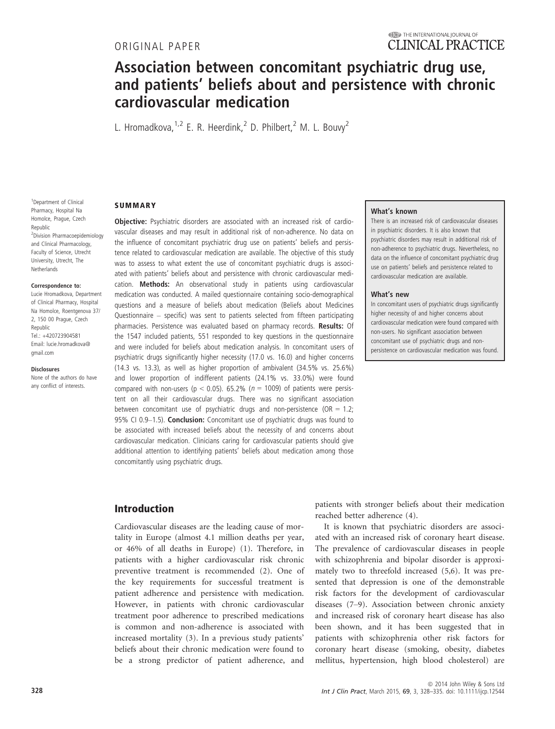ORIGINAL PAPER

# Association between concomitant psychiatric drug use, and patients' beliefs about and persistence with chronic cardiovascular medication

L. Hromadkova,[1,2] E. R. Heerdink,[2] D. Philbert,[2] M. L. Bouvy[2]

[1]Department of Clinical Pharmacy, Hospital Na Homolce, Prague, Czech Republic
[2]Division Pharmacoepidemiology and Clinical Pharmacology, Faculty of Science, Utrecht University, Utrecht, The Netherlands

**Correspondence to:**
Lucie Hromadkova, Department of Clinical Pharmacy, Hospital Na Homolce, Roentgenova 37/2, 150 00 Prague, Czech Republic
Tel.: +420723904581
Email: lucie.hromadkova@gmail.com

**Disclosures**
None of the authors do have any conflict of interests.

## SUMMARY

**Objective:** Psychiatric disorders are associated with an increased risk of cardiovascular diseases and may result in additional risk of non-adherence. No data on the influence of concomitant psychiatric drug use on patients' beliefs and persistence related to cardiovascular medication are available. The objective of this study was to assess to what extent the use of concomitant psychiatric drugs is associated with patients' beliefs about and persistence with chronic cardiovascular medication. **Methods:** An observational study in patients using cardiovascular medication was conducted. A mailed questionnaire containing socio-demographical questions and a measure of beliefs about medication (Beliefs about Medicines Questionnaire – specific) was sent to patients selected from fifteen participating pharmacies. Persistence was evaluated based on pharmacy records. **Results:** Of the 1547 included patients, 551 responded to key questions in the questionnaire and were included for beliefs about medication analysis. In concomitant users of psychiatric drugs significantly higher necessity (17.0 vs. 16.0) and higher concerns (14.3 vs. 13.3), as well as higher proportion of ambivalent (34.5% vs. 25.6%) and lower proportion of indifferent patients (24.1% vs. 33.0%) were found compared with non-users ($p < 0.05$). 65.2% ($n = 1009$) of patients were persistent on all their cardiovascular drugs. There was no significant association between concomitant use of psychiatric drugs and non-persistence (OR = 1.2; 95% CI 0.9–1.5). **Conclusion:** Concomitant use of psychiatric drugs was found to be associated with increased beliefs about the necessity of and concerns about cardiovascular medication. Clinicians caring for cardiovascular patients should give additional attention to identifying patients' beliefs about medication among those concomitantly using psychiatric drugs.

**What's known**

There is an increased risk of cardiovascular diseases in psychiatric disorders. It is also known that psychiatric disorders may result in additional risk of non-adherence to psychiatric drugs. Nevertheless, no data on the influence of concomitant psychiatric drug use on patients' beliefs and persistence related to cardiovascular medication are available.

**What's new**

In concomitant users of psychiatric drugs significantly higher necessity of and higher concerns about cardiovascular medication were found compared with non-users. No significant association between concomitant use of psychiatric drugs and non-persistence on cardiovascular medication was found.

## Introduction

Cardiovascular diseases are the leading cause of mortality in Europe (almost 4.1 million deaths per year, or 46% of all deaths in Europe) (1). Therefore, in patients with a higher cardiovascular risk chronic preventive treatment is recommended (2). One of the key requirements for successful treatment is patient adherence and persistence with medication. However, in patients with chronic cardiovascular treatment poor adherence to prescribed medications is common and non-adherence is associated with increased mortality (3). In a previous study patients' beliefs about their chronic medication were found to be a strong predictor of patient adherence, and patients with stronger beliefs about their medication reached better adherence (4).

It is known that psychiatric disorders are associated with an increased risk of coronary heart disease. The prevalence of cardiovascular diseases in people with schizophrenia and bipolar disorder is approximately two to threefold increased (5,6). It was presented that depression is one of the demonstrable risk factors for the development of cardiovascular diseases (7–9). Association between chronic anxiety and increased risk of coronary heart disease has also been shown, and it has been suggested that in patients with schizophrenia other risk factors for coronary heart disease (smoking, obesity, diabetes mellitus, hypertension, high blood cholesterol) are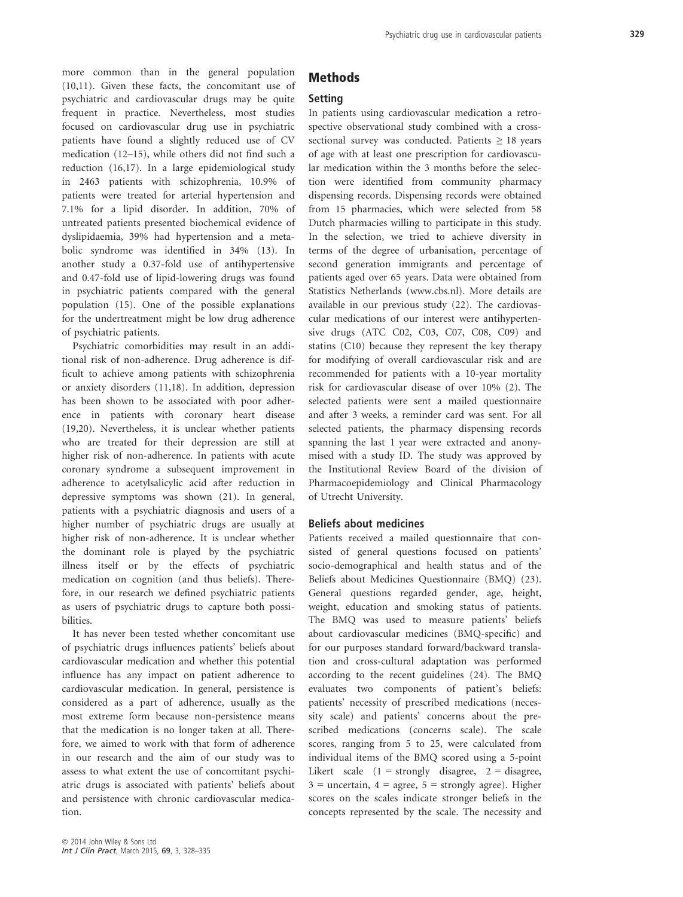more common than in the general population (10,11). Given these facts, the concomitant use of psychiatric and cardiovascular drugs may be quite frequent in practice. Nevertheless, most studies focused on cardiovascular drug use in psychiatric patients have found a slightly reduced use of CV medication (12–15), while others did not find such a reduction (16,17). In a large epidemiological study in 2463 patients with schizophrenia, 10.9% of patients were treated for arterial hypertension and 7.1% for a lipid disorder. In addition, 70% of untreated patients presented biochemical evidence of dyslipidaemia, 39% had hypertension and a metabolic syndrome was identified in 34% (13). In another study a 0.37-fold use of antihypertensive and 0.47-fold use of lipid-lowering drugs was found in psychiatric patients compared with the general population (15). One of the possible explanations for the undertreatment might be low drug adherence of psychiatric patients.

Psychiatric comorbidities may result in an additional risk of non-adherence. Drug adherence is difficult to achieve among patients with schizophrenia or anxiety disorders (11,18). In addition, depression has been shown to be associated with poor adherence in patients with coronary heart disease (19,20). Nevertheless, it is unclear whether patients who are treated for their depression are still at higher risk of non-adherence. In patients with acute coronary syndrome a subsequent improvement in adherence to acetylsalicylic acid after reduction in depressive symptoms was shown (21). In general, patients with a psychiatric diagnosis and users of a higher number of psychiatric drugs are usually at higher risk of non-adherence. It is unclear whether the dominant role is played by the psychiatric illness itself or by the effects of psychiatric medication on cognition (and thus beliefs). Therefore, in our research we defined psychiatric patients as users of psychiatric drugs to capture both possibilities.

It has never been tested whether concomitant use of psychiatric drugs influences patients' beliefs about cardiovascular medication and whether this potential influence has any impact on patient adherence to cardiovascular medication. In general, persistence is considered as a part of adherence, usually as the most extreme form because non-persistence means that the medication is no longer taken at all. Therefore, we aimed to work with that form of adherence in our research and the aim of our study was to assess to what extent the use of concomitant psychiatric drugs is associated with patients' beliefs about and persistence with chronic cardiovascular medication.

## Methods

### Setting

In patients using cardiovascular medication a retrospective observational study combined with a cross-sectional survey was conducted. Patients ≥ 18 years of age with at least one prescription for cardiovascular medication within the 3 months before the selection were identified from community pharmacy dispensing records. Dispensing records were obtained from 15 pharmacies, which were selected from 58 Dutch pharmacies willing to participate in this study. In the selection, we tried to achieve diversity in terms of the degree of urbanisation, percentage of second generation immigrants and percentage of patients aged over 65 years. Data were obtained from Statistics Netherlands (www.cbs.nl). More details are available in our previous study (22). The cardiovascular medications of our interest were antihypertensive drugs (ATC C02, C03, C07, C08, C09) and statins (C10) because they represent the key therapy for modifying of overall cardiovascular risk and are recommended for patients with a 10-year mortality risk for cardiovascular disease of over 10% (2). The selected patients were sent a mailed questionnaire and after 3 weeks, a reminder card was sent. For all selected patients, the pharmacy dispensing records spanning the last 1 year were extracted and anonymised with a study ID. The study was approved by the Institutional Review Board of the division of Pharmacoepidemiology and Clinical Pharmacology of Utrecht University.

### Beliefs about medicines

Patients received a mailed questionnaire that consisted of general questions focused on patients' socio-demographical and health status and of the Beliefs about Medicines Questionnaire (BMQ) (23). General questions regarded gender, age, height, weight, education and smoking status of patients. The BMQ was used to measure patients' beliefs about cardiovascular medicines (BMQ-specific) and for our purposes standard forward/backward translation and cross-cultural adaptation was performed according to the recent guidelines (24). The BMQ evaluates two components of patient's beliefs: patients' necessity of prescribed medications (necessity scale) and patients' concerns about the prescribed medications (concerns scale). The scale scores, ranging from 5 to 25, were calculated from individual items of the BMQ scored using a 5-point Likert scale (1 = strongly disagree, 2 = disagree, 3 = uncertain, 4 = agree, 5 = strongly agree). Higher scores on the scales indicate stronger beliefs in the concepts represented by the scale. The necessity and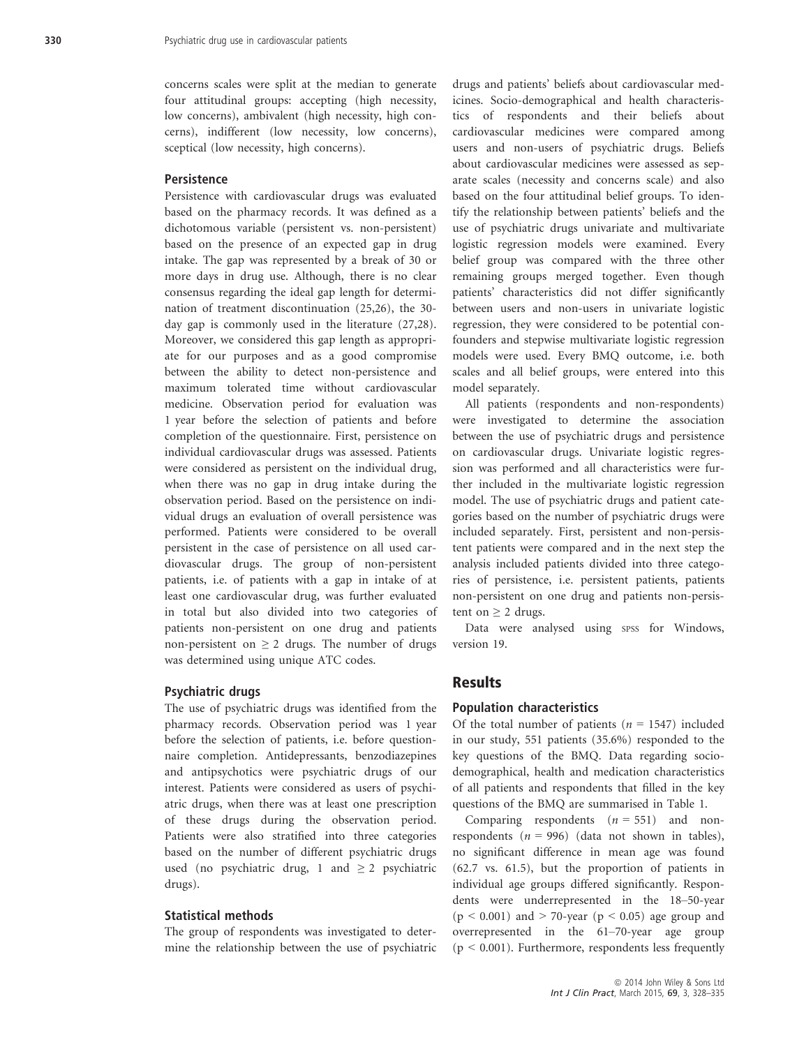concerns scales were split at the median to generate four attitudinal groups: accepting (high necessity, low concerns), ambivalent (high necessity, high concerns), indifferent (low necessity, low concerns), sceptical (low necessity, high concerns).

### Persistence

Persistence with cardiovascular drugs was evaluated based on the pharmacy records. It was defined as a dichotomous variable (persistent vs. non-persistent) based on the presence of an expected gap in drug intake. The gap was represented by a break of 30 or more days in drug use. Although, there is no clear consensus regarding the ideal gap length for determination of treatment discontinuation (25,26), the 30-day gap is commonly used in the literature (27,28). Moreover, we considered this gap length as appropriate for our purposes and as a good compromise between the ability to detect non-persistence and maximum tolerated time without cardiovascular medicine. Observation period for evaluation was 1 year before the selection of patients and before completion of the questionnaire. First, persistence on individual cardiovascular drugs was assessed. Patients were considered as persistent on the individual drug, when there was no gap in drug intake during the observation period. Based on the persistence on individual drugs an evaluation of overall persistence was performed. Patients were considered to be overall persistent in the case of persistence on all used cardiovascular drugs. The group of non-persistent patients, i.e. of patients with a gap in intake of at least one cardiovascular drug, was further evaluated in total but also divided into two categories of patients non-persistent on one drug and patients non-persistent on $\geq 2$ drugs. The number of drugs was determined using unique ATC codes.

### Psychiatric drugs

The use of psychiatric drugs was identified from the pharmacy records. Observation period was 1 year before the selection of patients, i.e. before questionnaire completion. Antidepressants, benzodiazepines and antipsychotics were psychiatric drugs of our interest. Patients were considered as users of psychiatric drugs, when there was at least one prescription of these drugs during the observation period. Patients were also stratified into three categories based on the number of different psychiatric drugs used (no psychiatric drug, 1 and $\geq 2$ psychiatric drugs).

### Statistical methods

The group of respondents was investigated to determine the relationship between the use of psychiatric drugs and patients' beliefs about cardiovascular medicines. Socio-demographical and health characteristics of respondents and their beliefs about cardiovascular medicines were compared among users and non-users of psychiatric drugs. Beliefs about cardiovascular medicines were assessed as separate scales (necessity and concerns scale) and also based on the four attitudinal belief groups. To identify the relationship between patients' beliefs and the use of psychiatric drugs univariate and multivariate logistic regression models were examined. Every belief group was compared with the three other remaining groups merged together. Even though patients' characteristics did not differ significantly between users and non-users in univariate logistic regression, they were considered to be potential confounders and stepwise multivariate logistic regression models were used. Every BMQ outcome, i.e. both scales and all belief groups, were entered into this model separately.

All patients (respondents and non-respondents) were investigated to determine the association between the use of psychiatric drugs and persistence on cardiovascular drugs. Univariate logistic regression was performed and all characteristics were further included in the multivariate logistic regression model. The use of psychiatric drugs and patient categories based on the number of psychiatric drugs were included separately. First, persistent and non-persistent patients were compared and in the next step the analysis included patients divided into three categories of persistence, i.e. persistent patients, patients non-persistent on one drug and patients non-persistent on $\geq 2$ drugs.

Data were analysed using SPSS for Windows, version 19.

## Results

### Population characteristics

Of the total number of patients ($n = 1547$) included in our study, 551 patients (35.6%) responded to the key questions of the BMQ. Data regarding socio-demographical, health and medication characteristics of all patients and respondents that filled in the key questions of the BMQ are summarised in Table 1.

Comparing respondents ($n = 551$) and non-respondents ($n = 996$) (data not shown in tables), no significant difference in mean age was found (62.7 vs. 61.5), but the proportion of patients in individual age groups differed significantly. Respondents were underrepresented in the 18–50-year ($p < 0.001$) and > 70-year ($p < 0.05$) age group and overrepresented in the 61–70-year age group ($p < 0.001$). Furthermore, respondents less frequently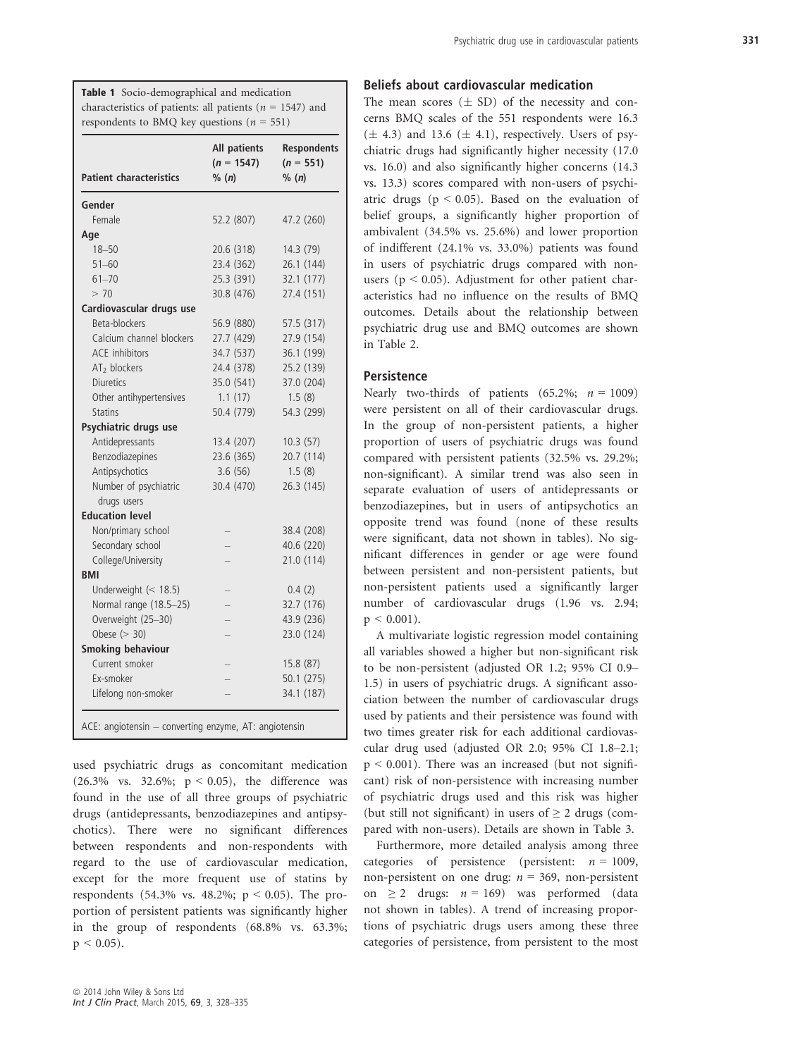**Table 1** Socio-demographical and medication characteristics of patients: all patients ($n$ = 1547) and respondents to BMQ key questions ($n$ = 551)

| Patient characteristics | All patients ($n$ = 1547) % ($n$) | Respondents ($n$ = 551) % ($n$) |
|---|---|---|
| **Gender** | | |
| Female | 52.2 (807) | 47.2 (260) |
| **Age** | | |
| 18–50 | 20.6 (318) | 14.3 (79) |
| 51–60 | 23.4 (362) | 26.1 (144) |
| 61–70 | 25.3 (391) | 32.1 (177) |
| > 70 | 30.8 (476) | 27.4 (151) |
| **Cardiovascular drugs use** | | |
| Beta-blockers | 56.9 (880) | 57.5 (317) |
| Calcium channel blockers | 27.7 (429) | 27.9 (154) |
| ACE inhibitors | 34.7 (537) | 36.1 (199) |
| $AT_2$ blockers | 24.4 (378) | 25.2 (139) |
| Diuretics | 35.0 (541) | 37.0 (204) |
| Other antihypertensives | 1.1 (17) | 1.5 (8) |
| Statins | 50.4 (779) | 54.3 (299) |
| **Psychiatric drugs use** | | |
| Antidepressants | 13.4 (207) | 10.3 (57) |
| Benzodiazepines | 23.6 (365) | 20.7 (114) |
| Antipsychotics | 3.6 (56) | 1.5 (8) |
| Number of psychiatric drugs users | 30.4 (470) | 26.3 (145) |
| **Education level** | | |
| Non/primary school | – | 38.4 (208) |
| Secondary school | – | 40.6 (220) |
| College/University | – | 21.0 (114) |
| **BMI** | | |
| Underweight (< 18.5) | – | 0.4 (2) |
| Normal range (18.5–25) | – | 32.7 (176) |
| Overweight (25–30) | – | 43.9 (236) |
| Obese (> 30) | – | 23.0 (124) |
| **Smoking behaviour** | | |
| Current smoker | – | 15.8 (87) |
| Ex-smoker | – | 50.1 (275) |
| Lifelong non-smoker | – | 34.1 (187) |

ACE: angiotensin – converting enzyme, AT: angiotensin

used psychiatric drugs as concomitant medication (26.3% vs. 32.6%; $p < 0.05$), the difference was found in the use of all three groups of psychiatric drugs (antidepressants, benzodiazepines and antipsychotics). There were no significant differences between respondents and non-respondents with regard to the use of cardiovascular medication, except for the more frequent use of statins by respondents (54.3% vs. 48.2%; $p < 0.05$). The proportion of persistent patients was significantly higher in the group of respondents (68.8% vs. 63.3%; $p < 0.05$).

### Beliefs about cardiovascular medication

The mean scores ($\pm$ SD) of the necessity and concerns BMQ scales of the 551 respondents were 16.3 ($\pm$ 4.3) and 13.6 ($\pm$ 4.1), respectively. Users of psychiatric drugs had significantly higher necessity (17.0 vs. 16.0) and also significantly higher concerns (14.3 vs. 13.3) scores compared with non-users of psychiatric drugs ($p < 0.05$). Based on the evaluation of belief groups, a significantly higher proportion of ambivalent (34.5% vs. 25.6%) and lower proportion of indifferent (24.1% vs. 33.0%) patients was found in users of psychiatric drugs compared with non-users ($p < 0.05$). Adjustment for other patient characteristics had no influence on the results of BMQ outcomes. Details about the relationship between psychiatric drug use and BMQ outcomes are shown in Table 2.

### Persistence

Nearly two-thirds of patients (65.2%; $n$ = 1009) were persistent on all of their cardiovascular drugs. In the group of non-persistent patients, a higher proportion of users of psychiatric drugs was found compared with persistent patients (32.5% vs. 29.2%; non-significant). A similar trend was also seen in separate evaluation of users of antidepressants or benzodiazepines, but in users of antipsychotics an opposite trend was found (none of these results were significant, data not shown in tables). No significant differences in gender or age were found between persistent and non-persistent patients, but non-persistent patients used a significantly larger number of cardiovascular drugs (1.96 vs. 2.94; $p < 0.001$).

A multivariate logistic regression model containing all variables showed a higher but non-significant risk to be non-persistent (adjusted OR 1.2; 95% CI 0.9–1.5) in users of psychiatric drugs. A significant association between the number of cardiovascular drugs used by patients and their persistence was found with two times greater risk for each additional cardiovascular drug used (adjusted OR 2.0; 95% CI 1.8–2.1; $p < 0.001$). There was an increased (but not significant) risk of non-persistence with increasing number of psychiatric drugs used and this risk was higher (but still not significant) in users of $\geq 2$ drugs (compared with non-users). Details are shown in Table 3.

Furthermore, more detailed analysis among three categories of persistence (persistent: $n$ = 1009, non-persistent on one drug: $n$ = 369, non-persistent on $\geq 2$ drugs: $n$ = 169) was performed (data not shown in tables). A trend of increasing proportions of psychiatric drugs users among these three categories of persistence, from persistent to the most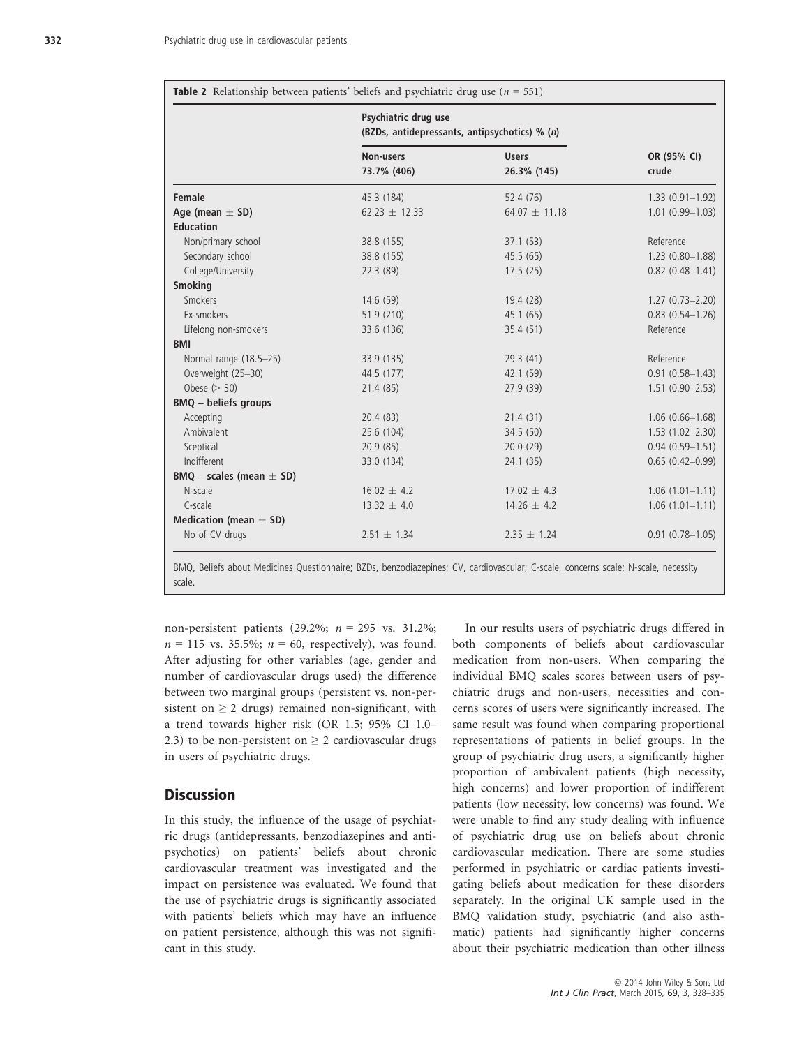**Table 2** Relationship between patients' beliefs and psychiatric drug use ($n$ = 551)

| | Psychiatric drug use (BZDs, antidepressants, antipsychotics) % ($n$) | | |
|---|---|---|---|
| | **Non-users 73.7% (406)** | **Users 26.3% (145)** | **OR (95% CI) crude** |
| **Female** | 45.3 (184) | 52.4 (76) | 1.33 (0.91–1.92) |
| **Age (mean ± SD)** | 62.23 ± 12.33 | 64.07 ± 11.18 | 1.01 (0.99–1.03) |
| **Education** | | | |
| Non/primary school | 38.8 (155) | 37.1 (53) | Reference |
| Secondary school | 38.8 (155) | 45.5 (65) | 1.23 (0.80–1.88) |
| College/University | 22.3 (89) | 17.5 (25) | 0.82 (0.48–1.41) |
| **Smoking** | | | |
| Smokers | 14.6 (59) | 19.4 (28) | 1.27 (0.73–2.20) |
| Ex-smokers | 51.9 (210) | 45.1 (65) | 0.83 (0.54–1.26) |
| Lifelong non-smokers | 33.6 (136) | 35.4 (51) | Reference |
| **BMI** | | | |
| Normal range (18.5–25) | 33.9 (135) | 29.3 (41) | Reference |
| Overweight (25–30) | 44.5 (177) | 42.1 (59) | 0.91 (0.58–1.43) |
| Obese (> 30) | 21.4 (85) | 27.9 (39) | 1.51 (0.90–2.53) |
| **BMQ – beliefs groups** | | | |
| Accepting | 20.4 (83) | 21.4 (31) | 1.06 (0.66–1.68) |
| Ambivalent | 25.6 (104) | 34.5 (50) | 1.53 (1.02–2.30) |
| Sceptical | 20.9 (85) | 20.0 (29) | 0.94 (0.59–1.51) |
| Indifferent | 33.0 (134) | 24.1 (35) | 0.65 (0.42–0.99) |
| **BMQ – scales (mean ± SD)** | | | |
| N-scale | 16.02 ± 4.2 | 17.02 ± 4.3 | 1.06 (1.01–1.11) |
| C-scale | 13.32 ± 4.0 | 14.26 ± 4.2 | 1.06 (1.01–1.11) |
| **Medication (mean ± SD)** | | | |
| No of CV drugs | 2.51 ± 1.34 | 2.35 ± 1.24 | 0.91 (0.78–1.05) |

BMQ, Beliefs about Medicines Questionnaire; BZDs, benzodiazepines; CV, cardiovascular; C-scale, concerns scale; N-scale, necessity scale.

non-persistent patients (29.2%; $n$ = 295 vs. 31.2%; $n$ = 115 vs. 35.5%; $n$ = 60, respectively), was found. After adjusting for other variables (age, gender and number of cardiovascular drugs used) the difference between two marginal groups (persistent vs. non-persistent on ≥ 2 drugs) remained non-significant, with a trend towards higher risk (OR 1.5; 95% CI 1.0–2.3) to be non-persistent on ≥ 2 cardiovascular drugs in users of psychiatric drugs.

## Discussion

In this study, the influence of the usage of psychiatric drugs (antidepressants, benzodiazepines and antipsychotics) on patients' beliefs about chronic cardiovascular treatment was investigated and the impact on persistence was evaluated. We found that the use of psychiatric drugs is significantly associated with patients' beliefs which may have an influence on patient persistence, although this was not significant in this study.

In our results users of psychiatric drugs differed in both components of beliefs about cardiovascular medication from non-users. When comparing the individual BMQ scales scores between users of psychiatric drugs and non-users, necessities and concerns scores of users were significantly increased. The same result was found when comparing proportional representations of patients in belief groups. In the group of psychiatric drug users, a significantly higher proportion of ambivalent patients (high necessity, high concerns) and lower proportion of indifferent patients (low necessity, low concerns) was found. We were unable to find any study dealing with influence of psychiatric drug use on beliefs about chronic cardiovascular medication. There are some studies performed in psychiatric or cardiac patients investigating beliefs about medication for these disorders separately. In the original UK sample used in the BMQ validation study, psychiatric (and also asthmatic) patients had significantly higher concerns about their psychiatric medication than other illness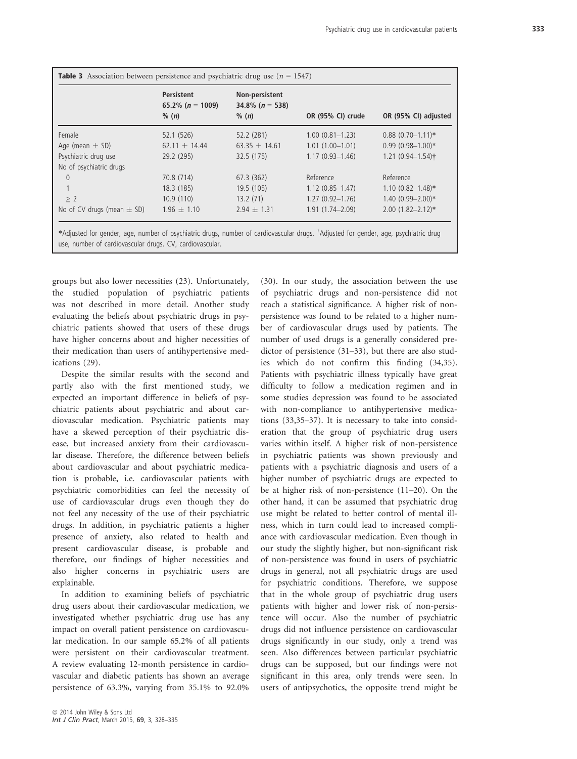**Table 3** Association between persistence and psychiatric drug use ($n$ = 1547)

| | Persistent 65.2% ($n$ = 1009) % ($n$) | Non-persistent 34.8% ($n$ = 538) % ($n$) | OR (95% CI) crude | OR (95% CI) adjusted |
|---|---|---|---|---|
| Female | 52.1 (526) | 52.2 (281) | 1.00 (0.81–1.23) | 0.88 (0.70–1.11)* |
| Age (mean ± SD) | 62.11 ± 14.44 | 63.35 ± 14.61 | 1.01 (1.00–1.01) | 0.99 (0.98–1.00)* |
| Psychiatric drug use | 29.2 (295) | 32.5 (175) | 1.17 (0.93–1.46) | 1.21 (0.94–1.54)† |
| No of psychiatric drugs | | | | |
| 0 | 70.8 (714) | 67.3 (362) | Reference | Reference |
| 1 | 18.3 (185) | 19.5 (105) | 1.12 (0.85–1.47) | 1.10 (0.82–1.48)* |
| ≥ 2 | 10.9 (110) | 13.2 (71) | 1.27 (0.92–1.76) | 1.40 (0.99–2.00)* |
| No of CV drugs (mean ± SD) | 1.96 ± 1.10 | 2.94 ± 1.31 | 1.91 (1.74–2.09) | 2.00 (1.82–2.12)* |

*Adjusted for gender, age, number of psychiatric drugs, number of cardiovascular drugs. †Adjusted for gender, age, psychiatric drug use, number of cardiovascular drugs. CV, cardiovascular.

groups but also lower necessities (23). Unfortunately, the studied population of psychiatric patients was not described in more detail. Another study evaluating the beliefs about psychiatric drugs in psychiatric patients showed that users of these drugs have higher concerns about and higher necessities of their medication than users of antihypertensive medications (29).

Despite the similar results with the second and partly also with the first mentioned study, we expected an important difference in beliefs of psychiatric patients about psychiatric and about cardiovascular medication. Psychiatric patients may have a skewed perception of their psychiatric disease, but increased anxiety from their cardiovascular disease. Therefore, the difference between beliefs about cardiovascular and about psychiatric medication is probable, i.e. cardiovascular patients with psychiatric comorbidities can feel the necessity of use of cardiovascular drugs even though they do not feel any necessity of the use of their psychiatric drugs. In addition, in psychiatric patients a higher presence of anxiety, also related to health and present cardiovascular disease, is probable and therefore, our findings of higher necessities and also higher concerns in psychiatric users are explainable.

In addition to examining beliefs of psychiatric drug users about their cardiovascular medication, we investigated whether psychiatric drug use has any impact on overall patient persistence on cardiovascular medication. In our sample 65.2% of all patients were persistent on their cardiovascular treatment. A review evaluating 12-month persistence in cardiovascular and diabetic patients has shown an average persistence of 63.3%, varying from 35.1% to 92.0% (30). In our study, the association between the use of psychiatric drugs and non-persistence did not reach a statistical significance. A higher risk of non-persistence was found to be related to a higher number of cardiovascular drugs used by patients. The number of used drugs is a generally considered predictor of persistence (31–33), but there are also studies which do not confirm this finding (34,35). Patients with psychiatric illness typically have great difficulty to follow a medication regimen and in some studies depression was found to be associated with non-compliance to antihypertensive medications (33,35–37). It is necessary to take into consideration that the group of psychiatric drug users varies within itself. A higher risk of non-persistence in psychiatric patients was shown previously and patients with a psychiatric diagnosis and users of a higher number of psychiatric drugs are expected to be at higher risk of non-persistence (11–20). On the other hand, it can be assumed that psychiatric drug use might be related to better control of mental illness, which in turn could lead to increased compliance with cardiovascular medication. Even though in our study the slightly higher, but non-significant risk of non-persistence was found in users of psychiatric drugs in general, not all psychiatric drugs are used for psychiatric conditions. Therefore, we suppose that in the whole group of psychiatric drug users patients with higher and lower risk of non-persistence will occur. Also the number of psychiatric drugs did not influence persistence on cardiovascular drugs significantly in our study, only a trend was seen. Also differences between particular psychiatric drugs can be supposed, but our findings were not significant in this area, only trends were seen. In users of antipsychotics, the opposite trend might be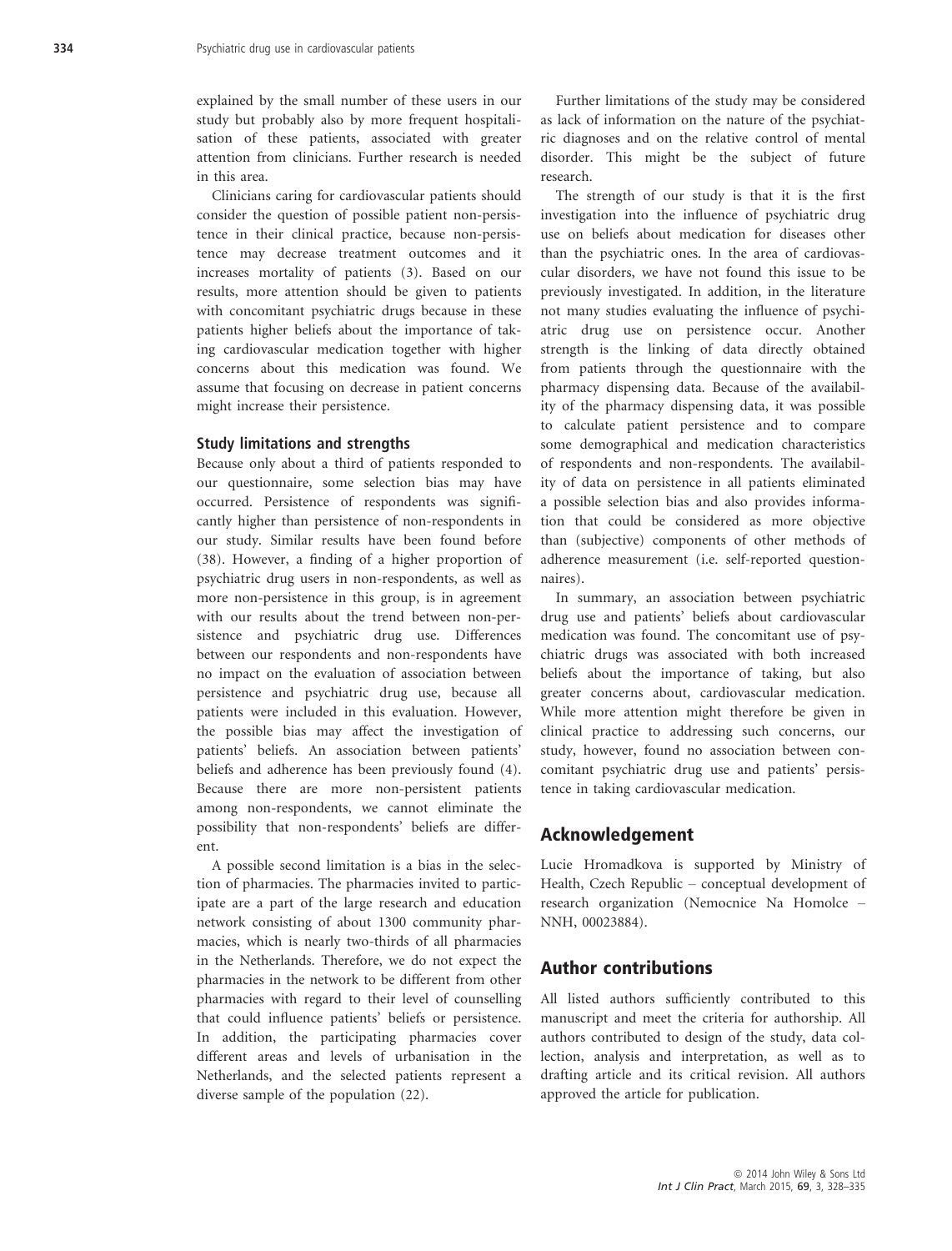explained by the small number of these users in our study but probably also by more frequent hospitalisation of these patients, associated with greater attention from clinicians. Further research is needed in this area.

Clinicians caring for cardiovascular patients should consider the question of possible patient non-persistence in their clinical practice, because non-persistence may decrease treatment outcomes and it increases mortality of patients (3). Based on our results, more attention should be given to patients with concomitant psychiatric drugs because in these patients higher beliefs about the importance of taking cardiovascular medication together with higher concerns about this medication was found. We assume that focusing on decrease in patient concerns might increase their persistence.

### Study limitations and strengths

Because only about a third of patients responded to our questionnaire, some selection bias may have occurred. Persistence of respondents was significantly higher than persistence of non-respondents in our study. Similar results have been found before (38). However, a finding of a higher proportion of psychiatric drug users in non-respondents, as well as more non-persistence in this group, is in agreement with our results about the trend between non-persistence and psychiatric drug use. Differences between our respondents and non-respondents have no impact on the evaluation of association between persistence and psychiatric drug use, because all patients were included in this evaluation. However, the possible bias may affect the investigation of patients' beliefs. An association between patients' beliefs and adherence has been previously found (4). Because there are more non-persistent patients among non-respondents, we cannot eliminate the possibility that non-respondents' beliefs are different.

A possible second limitation is a bias in the selection of pharmacies. The pharmacies invited to participate are a part of the large research and education network consisting of about 1300 community pharmacies, which is nearly two-thirds of all pharmacies in the Netherlands. Therefore, we do not expect the pharmacies in the network to be different from other pharmacies with regard to their level of counselling that could influence patients' beliefs or persistence. In addition, the participating pharmacies cover different areas and levels of urbanisation in the Netherlands, and the selected patients represent a diverse sample of the population (22).

Further limitations of the study may be considered as lack of information on the nature of the psychiatric diagnoses and on the relative control of mental disorder. This might be the subject of future research.

The strength of our study is that it is the first investigation into the influence of psychiatric drug use on beliefs about medication for diseases other than the psychiatric ones. In the area of cardiovascular disorders, we have not found this issue to be previously investigated. In addition, in the literature not many studies evaluating the influence of psychiatric drug use on persistence occur. Another strength is the linking of data directly obtained from patients through the questionnaire with the pharmacy dispensing data. Because of the availability of the pharmacy dispensing data, it was possible to calculate patient persistence and to compare some demographical and medication characteristics of respondents and non-respondents. The availability of data on persistence in all patients eliminated a possible selection bias and also provides information that could be considered as more objective than (subjective) components of other methods of adherence measurement (i.e. self-reported questionnaires).

In summary, an association between psychiatric drug use and patients' beliefs about cardiovascular medication was found. The concomitant use of psychiatric drugs was associated with both increased beliefs about the importance of taking, but also greater concerns about, cardiovascular medication. While more attention might therefore be given in clinical practice to addressing such concerns, our study, however, found no association between concomitant psychiatric drug use and patients' persistence in taking cardiovascular medication.

## Acknowledgement

Lucie Hromadkova is supported by Ministry of Health, Czech Republic – conceptual development of research organization (Nemocnice Na Homolce – NNH, 00023884).

## Author contributions

All listed authors sufficiently contributed to this manuscript and meet the criteria for authorship. All authors contributed to design of the study, data collection, analysis and interpretation, as well as to drafting article and its critical revision. All authors approved the article for publication.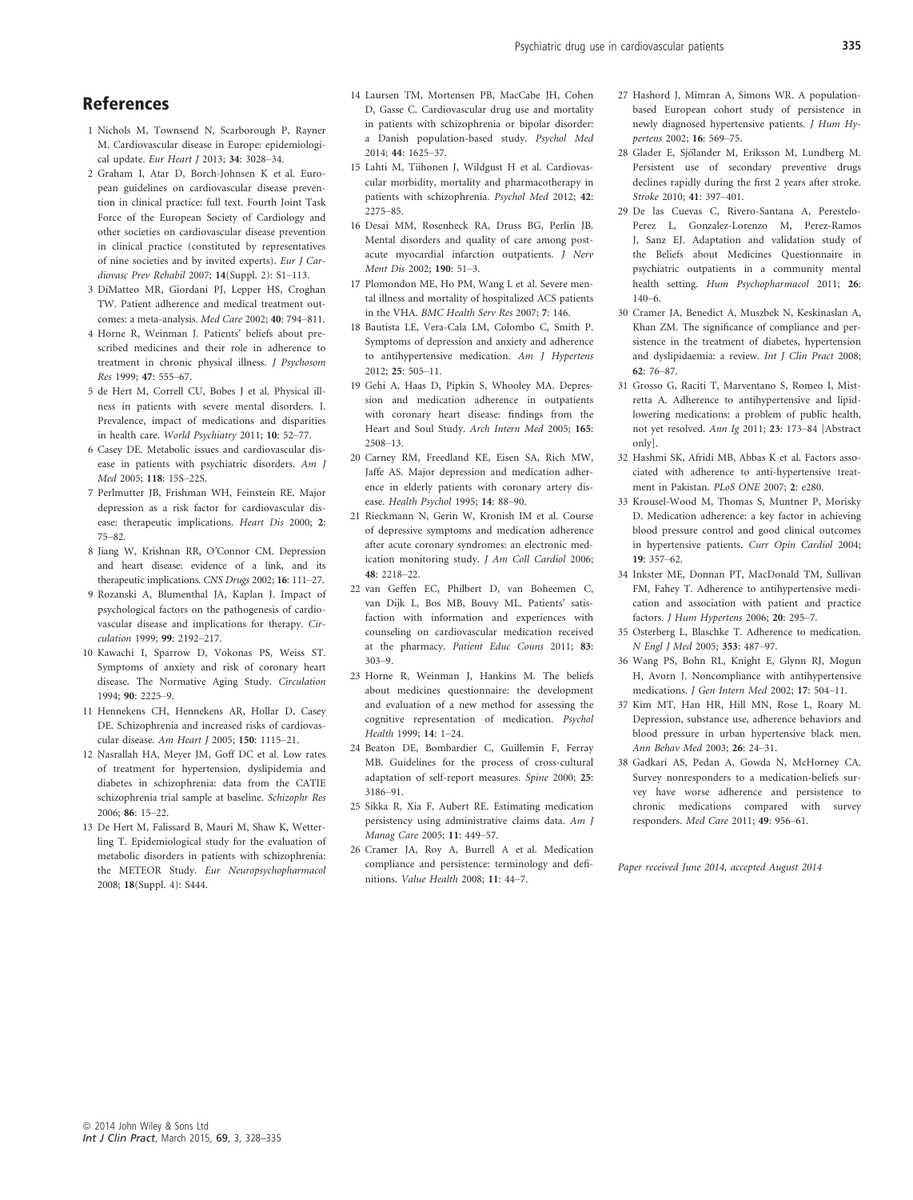## References

1 Nichols M, Townsend N, Scarborough P, Rayner M. Cardiovascular disease in Europe: epidemiological update. *Eur Heart J* 2013; **34**: 3028–34.

2 Graham I, Atar D, Borch-Johnsen K et al. European guidelines on cardiovascular disease prevention in clinical practice: full text. Fourth Joint Task Force of the European Society of Cardiology and other societies on cardiovascular disease prevention in clinical practice (constituted by representatives of nine societies and by invited experts). *Eur J Cardiovasc Prev Rehabil* 2007; **14**(Suppl. 2): S1–113.

3 DiMatteo MR, Giordani PJ, Lepper HS, Croghan TW. Patient adherence and medical treatment outcomes: a meta-analysis. *Med Care* 2002; **40**: 794–811.

4 Horne R, Weinman J. Patients' beliefs about prescribed medicines and their role in adherence to treatment in chronic physical illness. *J Psychosom Res* 1999; **47**: 555–67.

5 de Hert M, Correll CU, Bobes J et al. Physical illness in patients with severe mental disorders. I. Prevalence, impact of medications and disparities in health care. *World Psychiatry* 2011; **10**: 52–77.

6 Casey DE. Metabolic issues and cardiovascular disease in patients with psychiatric disorders. *Am J Med* 2005; **118**: 15S–22S.

7 Perlmutter JB, Frishman WH, Feinstein RE. Major depression as a risk factor for cardiovascular disease: therapeutic implications. *Heart Dis* 2000; **2**: 75–82.

8 Jiang W, Krishnan RR, O'Connor CM. Depression and heart disease: evidence of a link, and its therapeutic implications. *CNS Drugs* 2002; **16**: 111–27.

9 Rozanski A, Blumenthal JA, Kaplan J. Impact of psychological factors on the pathogenesis of cardiovascular disease and implications for therapy. *Circulation* 1999; **99**: 2192–217.

10 Kawachi I, Sparrow D, Vokonas PS, Weiss ST. Symptoms of anxiety and risk of coronary heart disease. The Normative Aging Study. *Circulation* 1994; **90**: 2225–9.

11 Hennekens CH, Hennekens AR, Hollar D, Casey DE. Schizophrenia and increased risks of cardiovascular disease. *Am Heart J* 2005; **150**: 1115–21.

12 Nasrallah HA, Meyer JM, Goff DC et al. Low rates of treatment for hypertension, dyslipidemia and diabetes in schizophrenia: data from the CATIE schizophrenia trial sample at baseline. *Schizophr Res* 2006; **86**: 15–22.

13 De Hert M, Falissard B, Mauri M, Shaw K, Wetterling T. Epidemiological study for the evaluation of metabolic disorders in patients with schizophrenia: the METEOR Study. *Eur Neuropsychopharmacol* 2008; **18**(Suppl. 4): S444.

14 Laursen TM, Mortensen PB, MacCabe JH, Cohen D, Gasse C. Cardiovascular drug use and mortality in patients with schizophrenia or bipolar disorder: a Danish population-based study. *Psychol Med* 2014; **44**: 1625–37.

15 Lahti M, Tiihonen J, Wildgust H et al. Cardiovascular morbidity, mortality and pharmacotherapy in patients with schizophrenia. *Psychol Med* 2012; **42**: 2275–85.

16 Desai MM, Rosenheck RA, Druss BG, Perlin JB. Mental disorders and quality of care among postacute myocardial infarction outpatients. *J Nerv Ment Dis* 2002; **190**: 51–3.

17 Plomondon ME, Ho PM, Wang L et al. Severe mental illness and mortality of hospitalized ACS patients in the VHA. *BMC Health Serv Res* 2007; **7**: 146.

18 Bautista LE, Vera-Cala LM, Colombo C, Smith P. Symptoms of depression and anxiety and adherence to antihypertensive medication. *Am J Hypertens* 2012; **25**: 505–11.

19 Gehi A, Haas D, Pipkin S, Whooley MA. Depression and medication adherence in outpatients with coronary heart disease: findings from the Heart and Soul Study. *Arch Intern Med* 2005; **165**: 2508–13.

20 Carney RM, Freedland KE, Eisen SA, Rich MW, Jaffe AS. Major depression and medication adherence in elderly patients with coronary artery disease. *Health Psychol* 1995; **14**: 88–90.

21 Rieckmann N, Gerin W, Kronish IM et al. Course of depressive symptoms and medication adherence after acute coronary syndromes: an electronic medication monitoring study. *J Am Coll Cardiol* 2006; **48**: 2218–22.

22 van Geffen EC, Philbert D, van Boheemen C, van Dijk L, Bos MB, Bouvy ML. Patients' satisfaction with information and experiences with counseling on cardiovascular medication received at the pharmacy. *Patient Educ Couns* 2011; **83**: 303–9.

23 Horne R, Weinman J, Hankins M. The beliefs about medicines questionnaire: the development and evaluation of a new method for assessing the cognitive representation of medication. *Psychol Health* 1999; **14**: 1–24.

24 Beaton DE, Bombardier C, Guillemin F, Ferraz MB. Guidelines for the process of cross-cultural adaptation of self-report measures. *Spine* 2000; **25**: 3186–91.

25 Sikka R, Xia F, Aubert RE. Estimating medication persistency using administrative claims data. *Am J Manag Care* 2005; **11**: 449–57.

26 Cramer JA, Roy A, Burrell A et al. Medication compliance and persistence: terminology and definitions. *Value Health* 2008; **11**: 44–7.

27 Hashord J, Mimran A, Simons WR. A population-based European cohort study of persistence in newly diagnosed hypertensive patients. *J Hum Hypertens* 2002; **16**: 569–75.

28 Glader E, Sjölander M, Eriksson M, Lundberg M. Persistent use of secondary preventive drugs declines rapidly during the first 2 years after stroke. *Stroke* 2010; **41**: 397–401.

29 De las Cuevas C, Rivero-Santana A, Perestelo-Perez L, Gonzalez-Lorenzo M, Perez-Ramos J, Sanz EJ. Adaptation and validation study of the Beliefs about Medicines Questionnaire in psychiatric outpatients in a community mental health setting. *Hum Psychopharmacol* 2011; **26**: 140–6.

30 Cramer JA, Benedict A, Muszbek N, Keskinaslan A, Khan ZM. The significance of compliance and persistence in the treatment of diabetes, hypertension and dyslipidaemia: a review. *Int J Clin Pract* 2008; **62**: 76–87.

31 Grosso G, Raciti T, Marventano S, Romeo I, Mistretta A. Adherence to antihypertensive and lipid-lowering medications: a problem of public health, not yet resolved. *Ann Ig* 2011; **23**: 173–84 [Abstract only].

32 Hashmi SK, Afridi MB, Abbas K et al. Factors associated with adherence to anti-hypertensive treatment in Pakistan. *PLoS ONE* 2007; **2**: e280.

33 Krousel-Wood M, Thomas S, Muntner P, Morisky D. Medication adherence: a key factor in achieving blood pressure control and good clinical outcomes in hypertensive patients. *Curr Opin Cardiol* 2004; **19**: 357–62.

34 Inkster ME, Donnan PT, MacDonald TM, Sullivan FM, Fahey T. Adherence to antihypertensive medication and association with patient and practice factors. *J Hum Hypertens* 2006; **20**: 295–7.

35 Osterberg L, Blaschke T. Adherence to medication. *N Engl J Med* 2005; **353**: 487–97.

36 Wang PS, Bohn RL, Knight E, Glynn RJ, Mogun H, Avorn J. Noncompliance with antihypertensive medications. *J Gen Intern Med* 2002; **17**: 504–11.

37 Kim MT, Han HR, Hill MN, Rose L, Roary M. Depression, substance use, adherence behaviors and blood pressure in urban hypertensive black men. *Ann Behav Med* 2003; **26**: 24–31.

38 Gadkari AS, Pedan A, Gowda N, McHorney CA. Survey nonresponders to a medication-beliefs survey have worse adherence and persistence to chronic medications compared with survey responders. *Med Care* 2011; **49**: 956–61.

*Paper received June 2014, accepted August 2014*